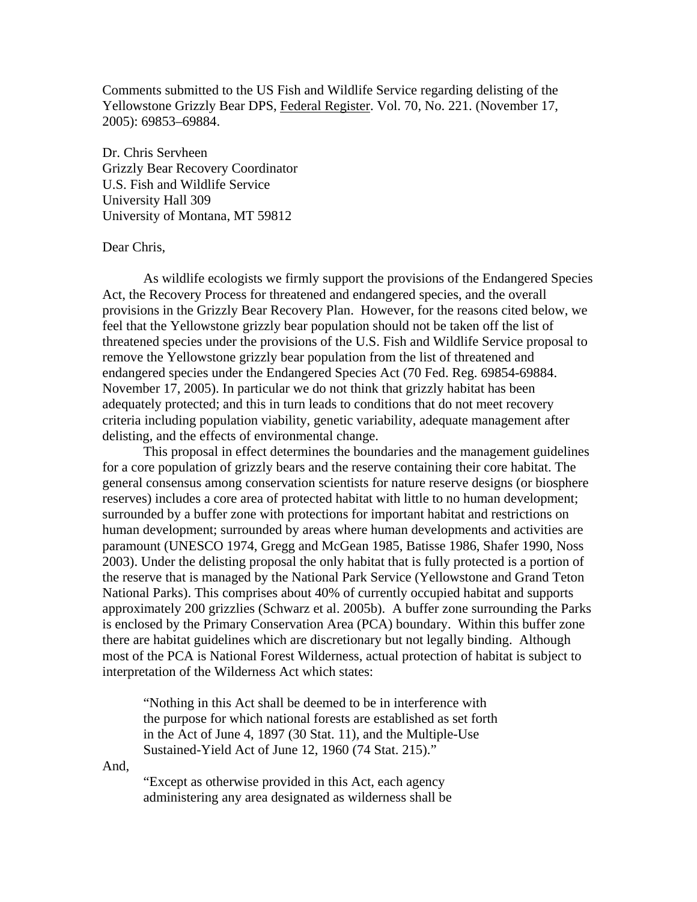Comments submitted to the US Fish and Wildlife Service regarding delisting of the Yellowstone Grizzly Bear DPS, Federal Register. Vol. 70, No. 221. (November 17, 2005): 69853–69884.

Dr. Chris Servheen
Grizzly Bear Recovery Coordinator
U.S. Fish and Wildlife Service
University Hall 309
University of Montana, MT 59812

Dear Chris,

As wildlife ecologists we firmly support the provisions of the Endangered Species Act, the Recovery Process for threatened and endangered species, and the overall provisions in the Grizzly Bear Recovery Plan. However, for the reasons cited below, we feel that the Yellowstone grizzly bear population should not be taken off the list of threatened species under the provisions of the U.S. Fish and Wildlife Service proposal to remove the Yellowstone grizzly bear population from the list of threatened and endangered species under the Endangered Species Act (70 Fed. Reg. 69854-69884. November 17, 2005). In particular we do not think that grizzly habitat has been adequately protected; and this in turn leads to conditions that do not meet recovery criteria including population viability, genetic variability, adequate management after delisting, and the effects of environmental change.

This proposal in effect determines the boundaries and the management guidelines for a core population of grizzly bears and the reserve containing their core habitat. The general consensus among conservation scientists for nature reserve designs (or biosphere reserves) includes a core area of protected habitat with little to no human development; surrounded by a buffer zone with protections for important habitat and restrictions on human development; surrounded by areas where human developments and activities are paramount (UNESCO 1974, Gregg and McGean 1985, Batisse 1986, Shafer 1990, Noss 2003). Under the delisting proposal the only habitat that is fully protected is a portion of the reserve that is managed by the National Park Service (Yellowstone and Grand Teton National Parks). This comprises about 40% of currently occupied habitat and supports approximately 200 grizzlies (Schwarz et al. 2005b). A buffer zone surrounding the Parks is enclosed by the Primary Conservation Area (PCA) boundary. Within this buffer zone there are habitat guidelines which are discretionary but not legally binding. Although most of the PCA is National Forest Wilderness, actual protection of habitat is subject to interpretation of the Wilderness Act which states:

> "Nothing in this Act shall be deemed to be in interference with the purpose for which national forests are established as set forth in the Act of June 4, 1897 (30 Stat. 11), and the Multiple-Use Sustained-Yield Act of June 12, 1960 (74 Stat. 215)."

And,

> "Except as otherwise provided in this Act, each agency administering any area designated as wilderness shall be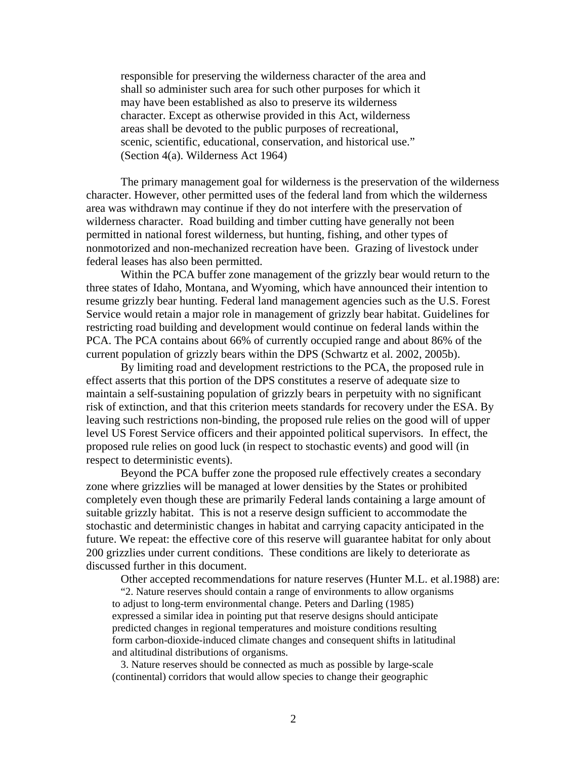> responsible for preserving the wilderness character of the area and shall so administer such area for such other purposes for which it may have been established as also to preserve its wilderness character. Except as otherwise provided in this Act, wilderness areas shall be devoted to the public purposes of recreational, scenic, scientific, educational, conservation, and historical use." (Section 4(a). Wilderness Act 1964)

The primary management goal for wilderness is the preservation of the wilderness character. However, other permitted uses of the federal land from which the wilderness area was withdrawn may continue if they do not interfere with the preservation of wilderness character. Road building and timber cutting have generally not been permitted in national forest wilderness, but hunting, fishing, and other types of nonmotorized and non-mechanized recreation have been. Grazing of livestock under federal leases has also been permitted.

Within the PCA buffer zone management of the grizzly bear would return to the three states of Idaho, Montana, and Wyoming, which have announced their intention to resume grizzly bear hunting. Federal land management agencies such as the U.S. Forest Service would retain a major role in management of grizzly bear habitat. Guidelines for restricting road building and development would continue on federal lands within the PCA. The PCA contains about 66% of currently occupied range and about 86% of the current population of grizzly bears within the DPS (Schwartz et al. 2002, 2005b).

By limiting road and development restrictions to the PCA, the proposed rule in effect asserts that this portion of the DPS constitutes a reserve of adequate size to maintain a self-sustaining population of grizzly bears in perpetuity with no significant risk of extinction, and that this criterion meets standards for recovery under the ESA. By leaving such restrictions non-binding, the proposed rule relies on the good will of upper level US Forest Service officers and their appointed political supervisors. In effect, the proposed rule relies on good luck (in respect to stochastic events) and good will (in respect to deterministic events).

Beyond the PCA buffer zone the proposed rule effectively creates a secondary zone where grizzlies will be managed at lower densities by the States or prohibited completely even though these are primarily Federal lands containing a large amount of suitable grizzly habitat. This is not a reserve design sufficient to accommodate the stochastic and deterministic changes in habitat and carrying capacity anticipated in the future. We repeat: the effective core of this reserve will guarantee habitat for only about 200 grizzlies under current conditions. These conditions are likely to deteriorate as discussed further in this document.

Other accepted recommendations for nature reserves (Hunter M.L. et al.1988) are:

> "2. Nature reserves should contain a range of environments to allow organisms to adjust to long-term environmental change. Peters and Darling (1985) expressed a similar idea in pointing put that reserve designs should anticipate predicted changes in regional temperatures and moisture conditions resulting form carbon-dioxide-induced climate changes and consequent shifts in latitudinal and altitudinal distributions of organisms.
>
> 3. Nature reserves should be connected as much as possible by large-scale (continental) corridors that would allow species to change their geographic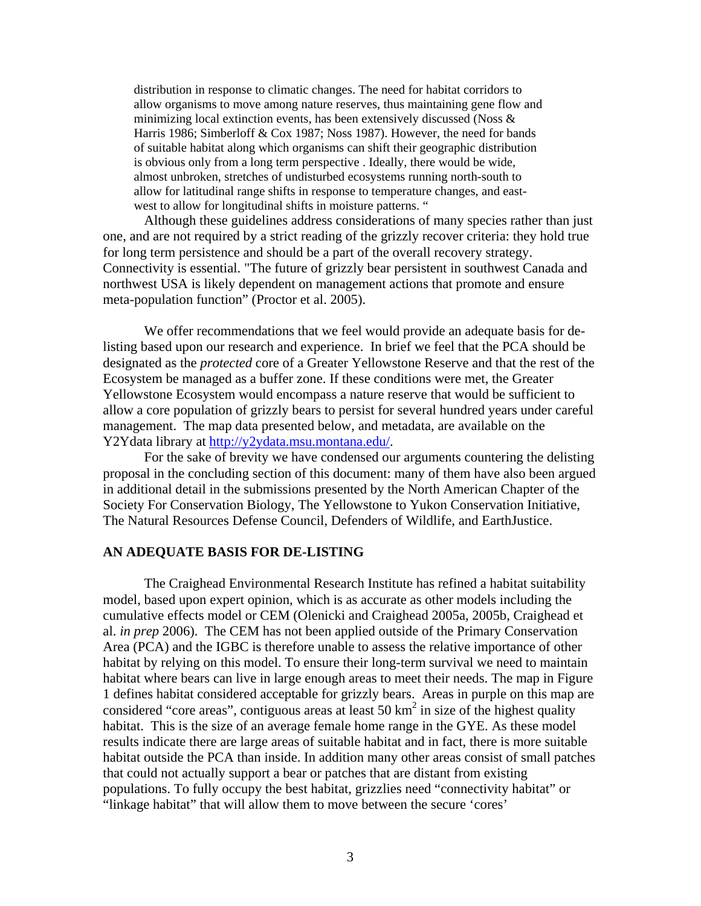> distribution in response to climatic changes. The need for habitat corridors to allow organisms to move among nature reserves, thus maintaining gene flow and minimizing local extinction events, has been extensively discussed (Noss & Harris 1986; Simberloff & Cox 1987; Noss 1987). However, the need for bands of suitable habitat along which organisms can shift their geographic distribution is obvious only from a long term perspective . Ideally, there would be wide, almost unbroken, stretches of undisturbed ecosystems running north-south to allow for latitudinal range shifts in response to temperature changes, and east-west to allow for longitudinal shifts in moisture patterns. "

Although these guidelines address considerations of many species rather than just one, and are not required by a strict reading of the grizzly recover criteria: they hold true for long term persistence and should be a part of the overall recovery strategy. Connectivity is essential. "The future of grizzly bear persistent in southwest Canada and northwest USA is likely dependent on management actions that promote and ensure meta-population function" (Proctor et al. 2005).

We offer recommendations that we feel would provide an adequate basis for de-listing based upon our research and experience. In brief we feel that the PCA should be designated as the *protected* core of a Greater Yellowstone Reserve and that the rest of the Ecosystem be managed as a buffer zone. If these conditions were met, the Greater Yellowstone Ecosystem would encompass a nature reserve that would be sufficient to allow a core population of grizzly bears to persist for several hundred years under careful management. The map data presented below, and metadata, are available on the Y2Ydata library at http://y2ydata.msu.montana.edu/.

For the sake of brevity we have condensed our arguments countering the delisting proposal in the concluding section of this document: many of them have also been argued in additional detail in the submissions presented by the North American Chapter of the Society For Conservation Biology, The Yellowstone to Yukon Conservation Initiative, The Natural Resources Defense Council, Defenders of Wildlife, and EarthJustice.

## AN ADEQUATE BASIS FOR DE-LISTING

The Craighead Environmental Research Institute has refined a habitat suitability model, based upon expert opinion, which is as accurate as other models including the cumulative effects model or CEM (Olenicki and Craighead 2005a, 2005b, Craighead et al. *in prep* 2006). The CEM has not been applied outside of the Primary Conservation Area (PCA) and the IGBC is therefore unable to assess the relative importance of other habitat by relying on this model. To ensure their long-term survival we need to maintain habitat where bears can live in large enough areas to meet their needs. The map in Figure 1 defines habitat considered acceptable for grizzly bears. Areas in purple on this map are considered "core areas", contiguous areas at least 50 $km^2$ in size of the highest quality habitat. This is the size of an average female home range in the GYE. As these model results indicate there are large areas of suitable habitat and in fact, there is more suitable habitat outside the PCA than inside. In addition many other areas consist of small patches that could not actually support a bear or patches that are distant from existing populations. To fully occupy the best habitat, grizzlies need "connectivity habitat" or "linkage habitat" that will allow them to move between the secure 'cores'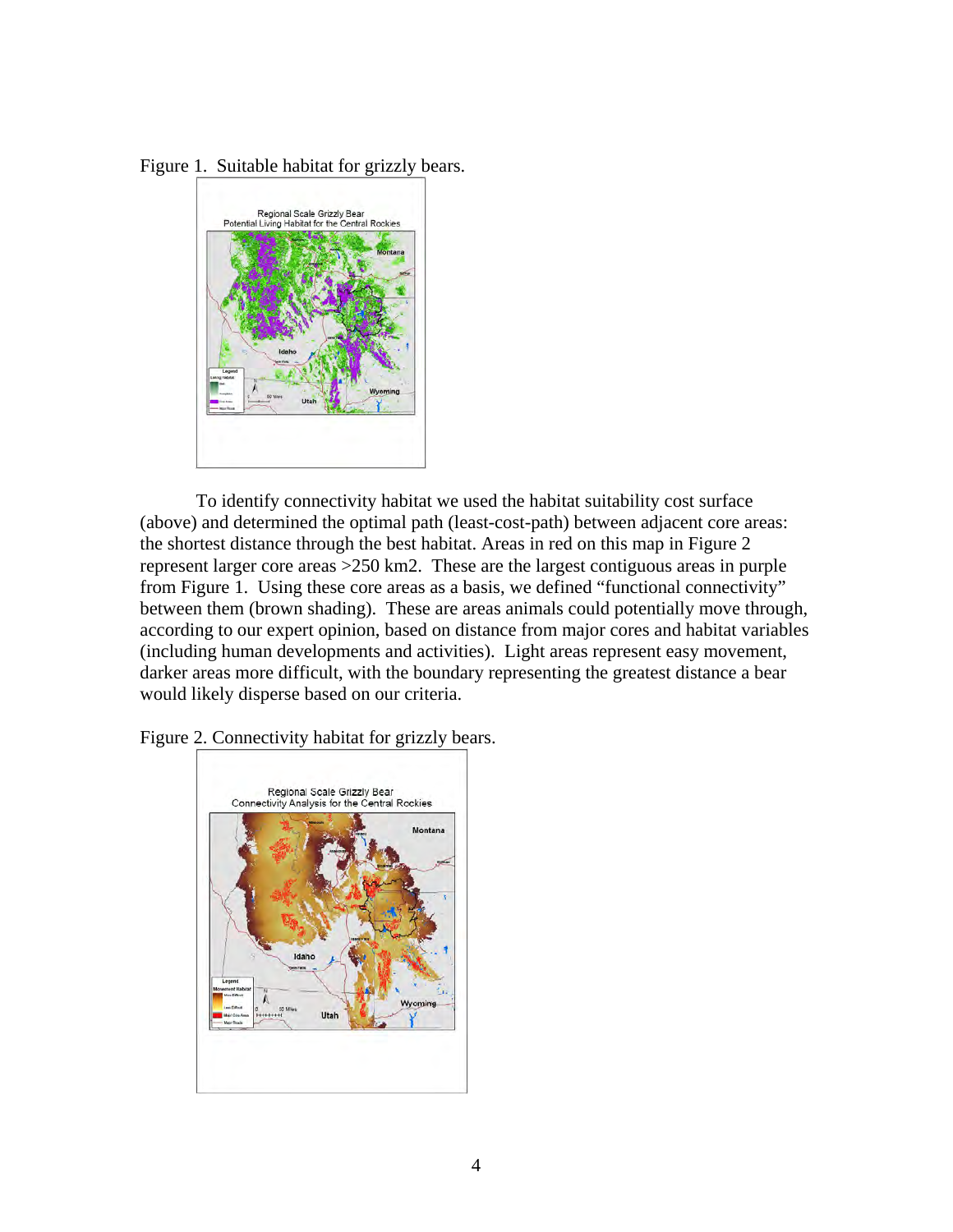Figure 1. Suitable habitat for grizzly bears.

To identify connectivity habitat we used the habitat suitability cost surface (above) and determined the optimal path (least-cost-path) between adjacent core areas: the shortest distance through the best habitat. Areas in red on this map in Figure 2 represent larger core areas >250 km2. These are the largest contiguous areas in purple from Figure 1. Using these core areas as a basis, we defined "functional connectivity" between them (brown shading). These are areas animals could potentially move through, according to our expert opinion, based on distance from major cores and habitat variables (including human developments and activities). Light areas represent easy movement, darker areas more difficult, with the boundary representing the greatest distance a bear would likely disperse based on our criteria.

Figure 2. Connectivity habitat for grizzly bears.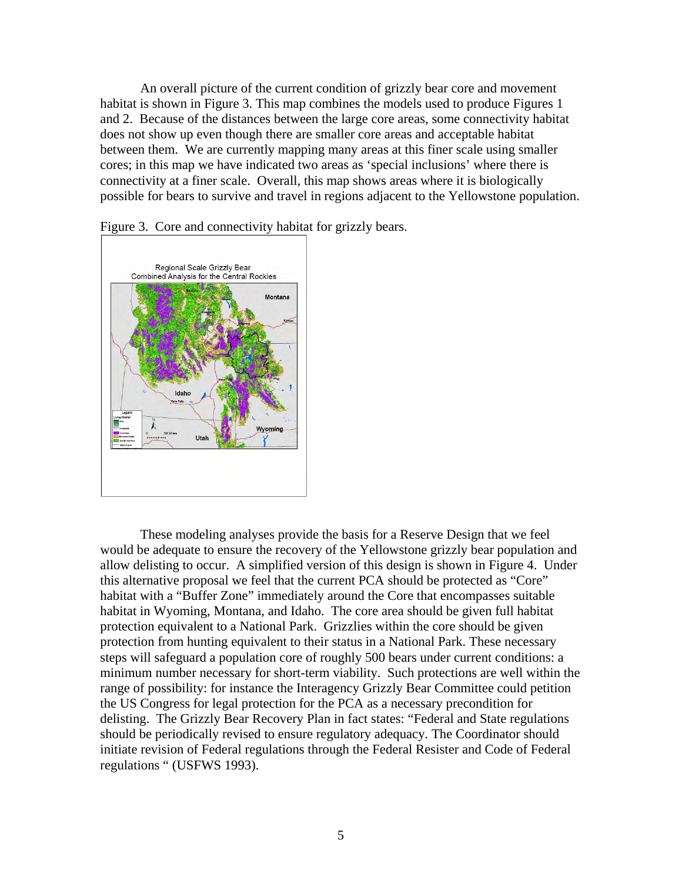An overall picture of the current condition of grizzly bear core and movement habitat is shown in Figure 3. This map combines the models used to produce Figures 1 and 2. Because of the distances between the large core areas, some connectivity habitat does not show up even though there are smaller core areas and acceptable habitat between them. We are currently mapping many areas at this finer scale using smaller cores; in this map we have indicated two areas as 'special inclusions' where there is connectivity at a finer scale. Overall, this map shows areas where it is biologically possible for bears to survive and travel in regions adjacent to the Yellowstone population.

Figure 3. Core and connectivity habitat for grizzly bears.

These modeling analyses provide the basis for a Reserve Design that we feel would be adequate to ensure the recovery of the Yellowstone grizzly bear population and allow delisting to occur. A simplified version of this design is shown in Figure 4. Under this alternative proposal we feel that the current PCA should be protected as "Core" habitat with a "Buffer Zone" immediately around the Core that encompasses suitable habitat in Wyoming, Montana, and Idaho. The core area should be given full habitat protection equivalent to a National Park. Grizzlies within the core should be given protection from hunting equivalent to their status in a National Park. These necessary steps will safeguard a population core of roughly 500 bears under current conditions: a minimum number necessary for short-term viability. Such protections are well within the range of possibility: for instance the Interagency Grizzly Bear Committee could petition the US Congress for legal protection for the PCA as a necessary precondition for delisting. The Grizzly Bear Recovery Plan in fact states: "Federal and State regulations should be periodically revised to ensure regulatory adequacy. The Coordinator should initiate revision of Federal regulations through the Federal Resister and Code of Federal regulations " (USFWS 1993).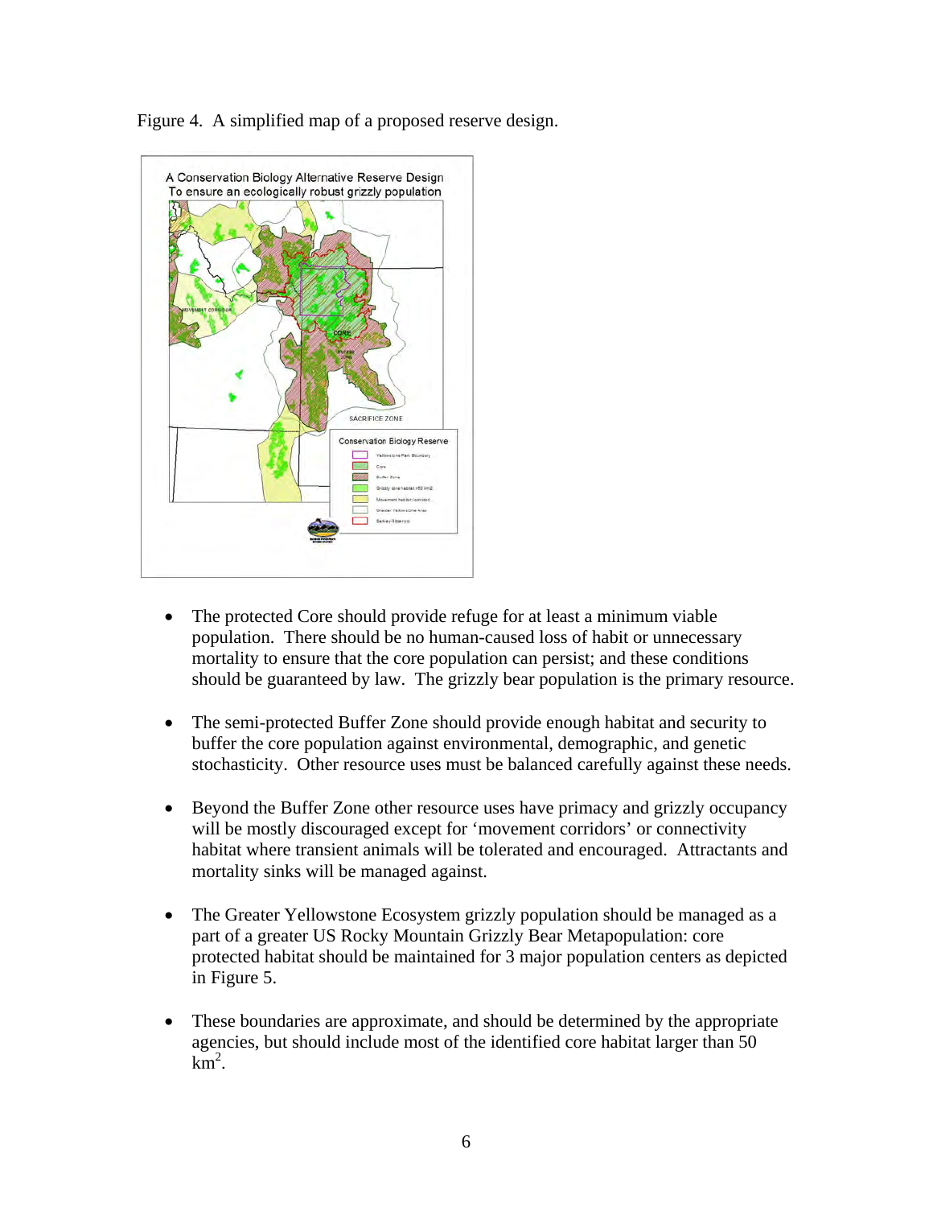Figure 4. A simplified map of a proposed reserve design.

- The protected Core should provide refuge for at least a minimum viable population. There should be no human-caused loss of habit or unnecessary mortality to ensure that the core population can persist; and these conditions should be guaranteed by law. The grizzly bear population is the primary resource.

- The semi-protected Buffer Zone should provide enough habitat and security to buffer the core population against environmental, demographic, and genetic stochasticity. Other resource uses must be balanced carefully against these needs.

- Beyond the Buffer Zone other resource uses have primacy and grizzly occupancy will be mostly discouraged except for 'movement corridors' or connectivity habitat where transient animals will be tolerated and encouraged. Attractants and mortality sinks will be managed against.

- The Greater Yellowstone Ecosystem grizzly population should be managed as a part of a greater US Rocky Mountain Grizzly Bear Metapopulation: core protected habitat should be maintained for 3 major population centers as depicted in Figure 5.

- These boundaries are approximate, and should be determined by the appropriate agencies, but should include most of the identified core habitat larger than 50 $km^2$.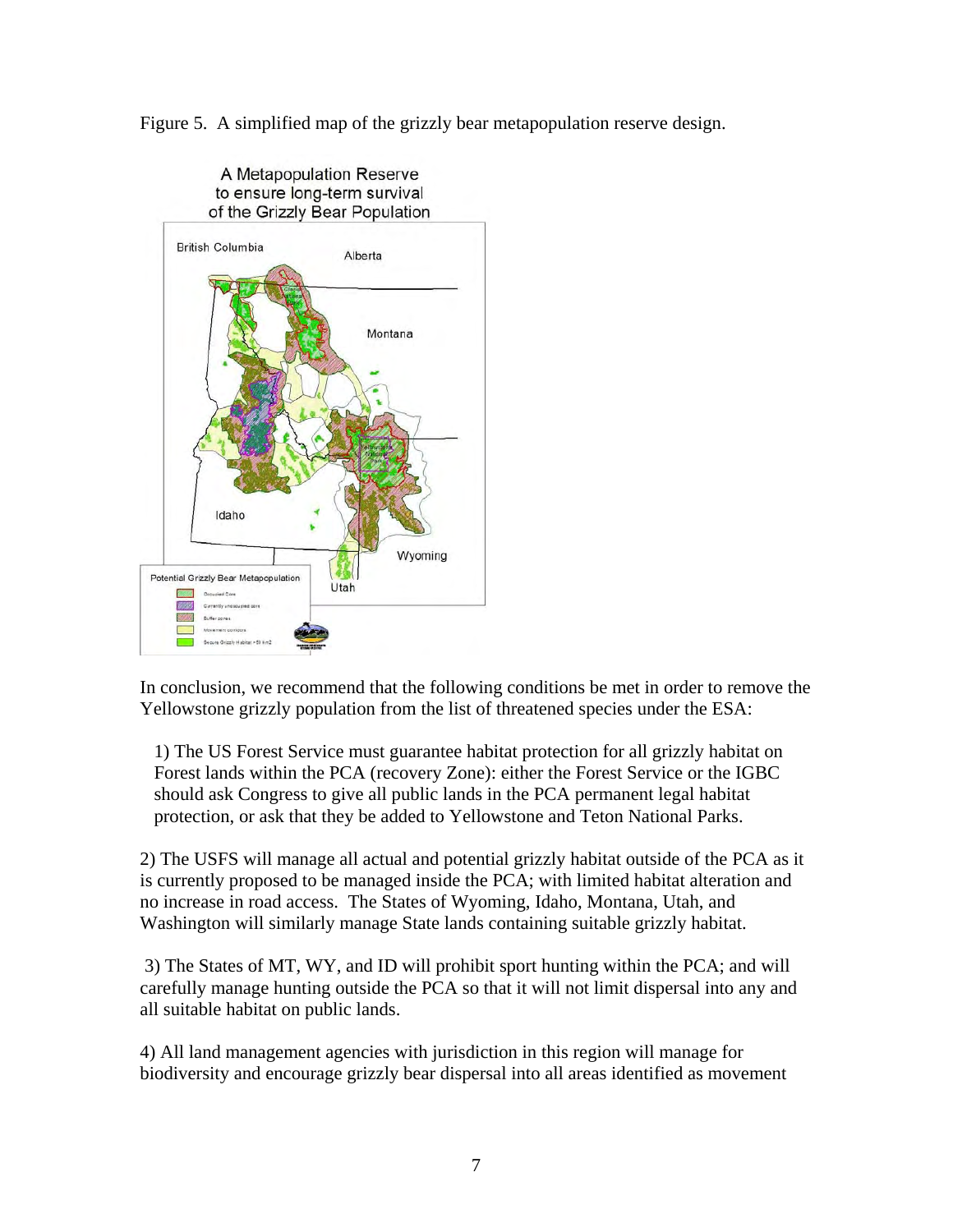Figure 5. A simplified map of the grizzly bear metapopulation reserve design.

In conclusion, we recommend that the following conditions be met in order to remove the Yellowstone grizzly population from the list of threatened species under the ESA:

1) The US Forest Service must guarantee habitat protection for all grizzly habitat on Forest lands within the PCA (recovery Zone): either the Forest Service or the IGBC should ask Congress to give all public lands in the PCA permanent legal habitat protection, or ask that they be added to Yellowstone and Teton National Parks.

2) The USFS will manage all actual and potential grizzly habitat outside of the PCA as it is currently proposed to be managed inside the PCA; with limited habitat alteration and no increase in road access. The States of Wyoming, Idaho, Montana, Utah, and Washington will similarly manage State lands containing suitable grizzly habitat.

3) The States of MT, WY, and ID will prohibit sport hunting within the PCA; and will carefully manage hunting outside the PCA so that it will not limit dispersal into any and all suitable habitat on public lands.

4) All land management agencies with jurisdiction in this region will manage for biodiversity and encourage grizzly bear dispersal into all areas identified as movement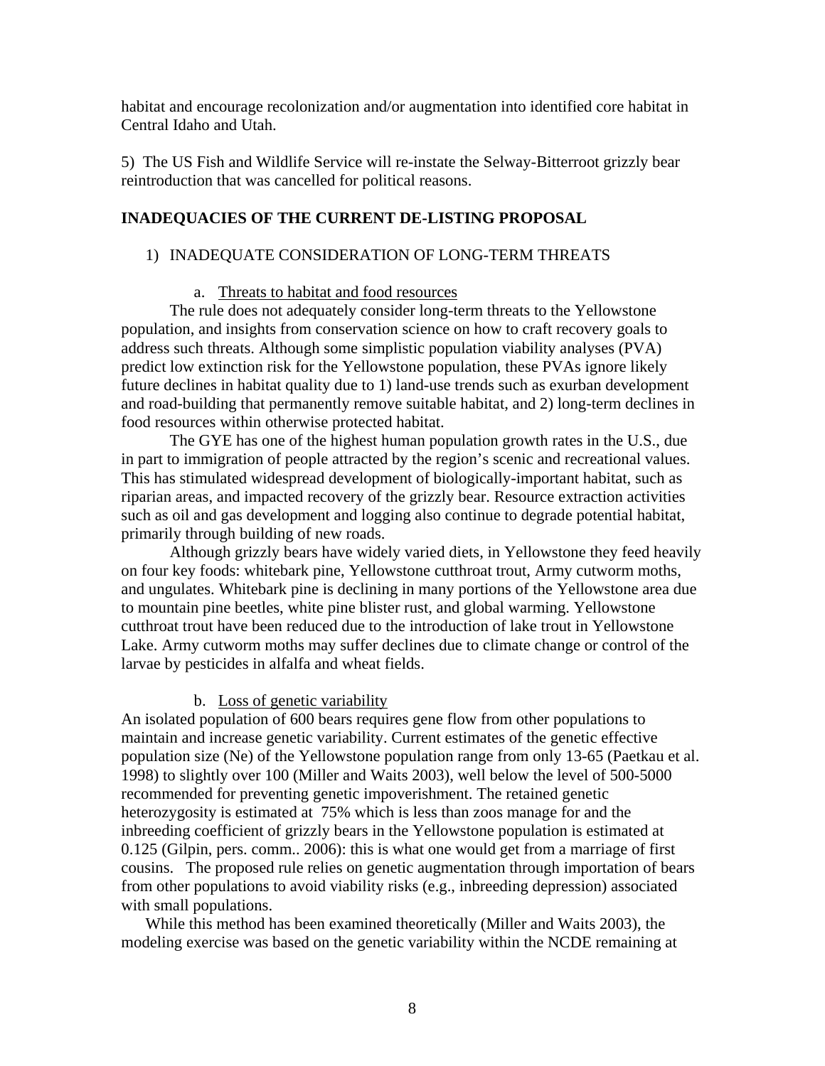habitat and encourage recolonization and/or augmentation into identified core habitat in Central Idaho and Utah.

5) The US Fish and Wildlife Service will re-instate the Selway-Bitterroot grizzly bear reintroduction that was cancelled for political reasons.

## INADEQUACIES OF THE CURRENT DE-LISTING PROPOSAL

1) INADEQUATE CONSIDERATION OF LONG-TERM THREATS

a. Threats to habitat and food resources

The rule does not adequately consider long-term threats to the Yellowstone population, and insights from conservation science on how to craft recovery goals to address such threats. Although some simplistic population viability analyses (PVA) predict low extinction risk for the Yellowstone population, these PVAs ignore likely future declines in habitat quality due to 1) land-use trends such as exurban development and road-building that permanently remove suitable habitat, and 2) long-term declines in food resources within otherwise protected habitat.

The GYE has one of the highest human population growth rates in the U.S., due in part to immigration of people attracted by the region's scenic and recreational values. This has stimulated widespread development of biologically-important habitat, such as riparian areas, and impacted recovery of the grizzly bear. Resource extraction activities such as oil and gas development and logging also continue to degrade potential habitat, primarily through building of new roads.

Although grizzly bears have widely varied diets, in Yellowstone they feed heavily on four key foods: whitebark pine, Yellowstone cutthroat trout, Army cutworm moths, and ungulates. Whitebark pine is declining in many portions of the Yellowstone area due to mountain pine beetles, white pine blister rust, and global warming. Yellowstone cutthroat trout have been reduced due to the introduction of lake trout in Yellowstone Lake. Army cutworm moths may suffer declines due to climate change or control of the larvae by pesticides in alfalfa and wheat fields.

b. Loss of genetic variability

An isolated population of 600 bears requires gene flow from other populations to maintain and increase genetic variability. Current estimates of the genetic effective population size (Ne) of the Yellowstone population range from only 13-65 (Paetkau et al. 1998) to slightly over 100 (Miller and Waits 2003), well below the level of 500-5000 recommended for preventing genetic impoverishment. The retained genetic heterozygosity is estimated at 75% which is less than zoos manage for and the inbreeding coefficient of grizzly bears in the Yellowstone population is estimated at 0.125 (Gilpin, pers. comm.. 2006): this is what one would get from a marriage of first cousins. The proposed rule relies on genetic augmentation through importation of bears from other populations to avoid viability risks (e.g., inbreeding depression) associated with small populations.

While this method has been examined theoretically (Miller and Waits 2003), the modeling exercise was based on the genetic variability within the NCDE remaining at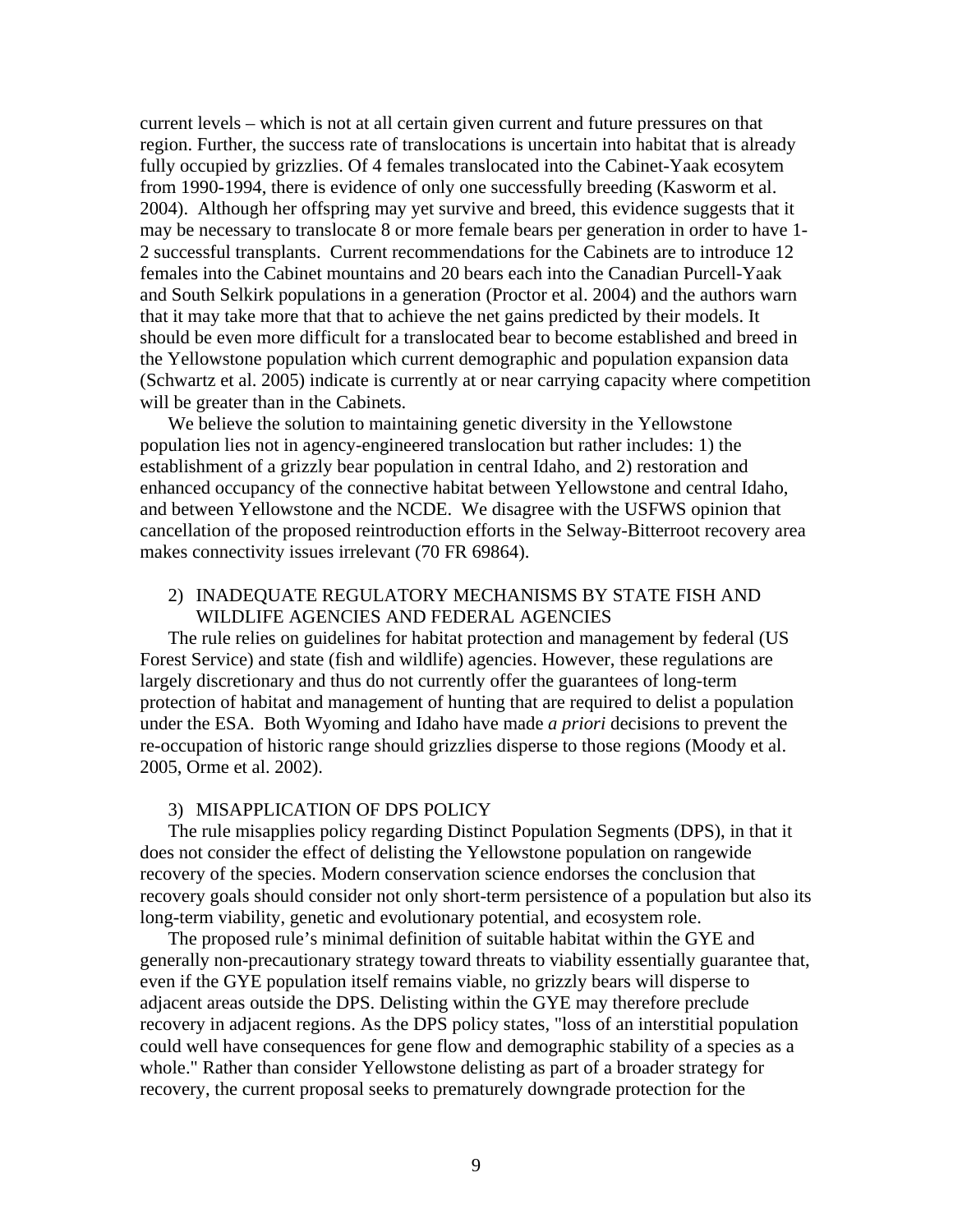current levels – which is not at all certain given current and future pressures on that region. Further, the success rate of translocations is uncertain into habitat that is already fully occupied by grizzlies. Of 4 females translocated into the Cabinet-Yaak ecosytem from 1990-1994, there is evidence of only one successfully breeding (Kasworm et al. 2004). Although her offspring may yet survive and breed, this evidence suggests that it may be necessary to translocate 8 or more female bears per generation in order to have 1-2 successful transplants. Current recommendations for the Cabinets are to introduce 12 females into the Cabinet mountains and 20 bears each into the Canadian Purcell-Yaak and South Selkirk populations in a generation (Proctor et al. 2004) and the authors warn that it may take more that that to achieve the net gains predicted by their models. It should be even more difficult for a translocated bear to become established and breed in the Yellowstone population which current demographic and population expansion data (Schwartz et al. 2005) indicate is currently at or near carrying capacity where competition will be greater than in the Cabinets.

We believe the solution to maintaining genetic diversity in the Yellowstone population lies not in agency-engineered translocation but rather includes: 1) the establishment of a grizzly bear population in central Idaho, and 2) restoration and enhanced occupancy of the connective habitat between Yellowstone and central Idaho, and between Yellowstone and the NCDE. We disagree with the USFWS opinion that cancellation of the proposed reintroduction efforts in the Selway-Bitterroot recovery area makes connectivity issues irrelevant (70 FR 69864).

2) INADEQUATE REGULATORY MECHANISMS BY STATE FISH AND WILDLIFE AGENCIES AND FEDERAL AGENCIES

The rule relies on guidelines for habitat protection and management by federal (US Forest Service) and state (fish and wildlife) agencies. However, these regulations are largely discretionary and thus do not currently offer the guarantees of long-term protection of habitat and management of hunting that are required to delist a population under the ESA. Both Wyoming and Idaho have made *a priori* decisions to prevent the re-occupation of historic range should grizzlies disperse to those regions (Moody et al. 2005, Orme et al. 2002).

3) MISAPPLICATION OF DPS POLICY

The rule misapplies policy regarding Distinct Population Segments (DPS), in that it does not consider the effect of delisting the Yellowstone population on rangewide recovery of the species. Modern conservation science endorses the conclusion that recovery goals should consider not only short-term persistence of a population but also its long-term viability, genetic and evolutionary potential, and ecosystem role.

The proposed rule's minimal definition of suitable habitat within the GYE and generally non-precautionary strategy toward threats to viability essentially guarantee that, even if the GYE population itself remains viable, no grizzly bears will disperse to adjacent areas outside the DPS. Delisting within the GYE may therefore preclude recovery in adjacent regions. As the DPS policy states, "loss of an interstitial population could well have consequences for gene flow and demographic stability of a species as a whole." Rather than consider Yellowstone delisting as part of a broader strategy for recovery, the current proposal seeks to prematurely downgrade protection for the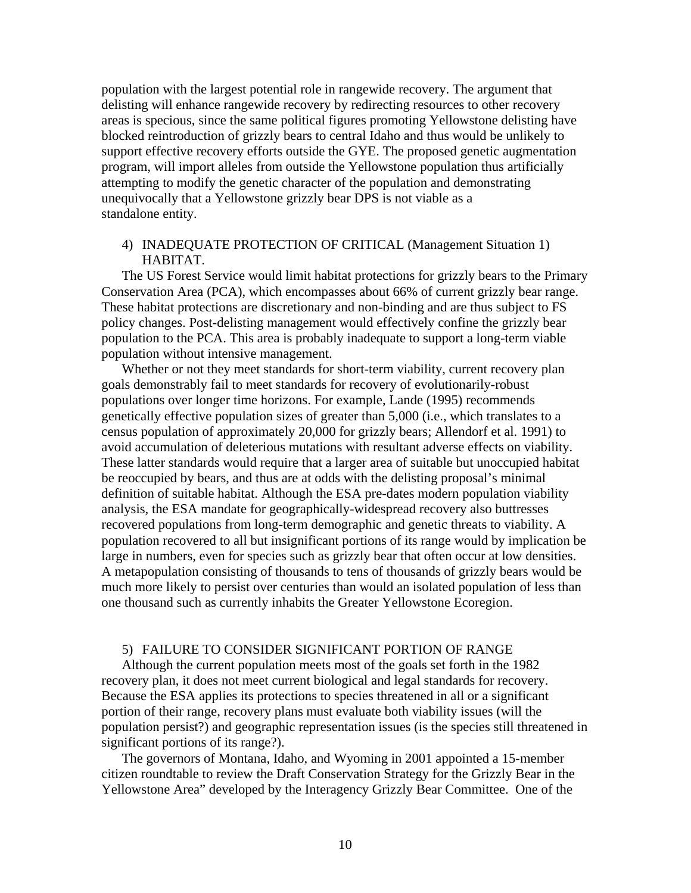population with the largest potential role in rangewide recovery. The argument that delisting will enhance rangewide recovery by redirecting resources to other recovery areas is specious, since the same political figures promoting Yellowstone delisting have blocked reintroduction of grizzly bears to central Idaho and thus would be unlikely to support effective recovery efforts outside the GYE. The proposed genetic augmentation program, will import alleles from outside the Yellowstone population thus artificially attempting to modify the genetic character of the population and demonstrating unequivocally that a Yellowstone grizzly bear DPS is not viable as a standalone entity.

4) INADEQUATE PROTECTION OF CRITICAL (Management Situation 1) HABITAT.

The US Forest Service would limit habitat protections for grizzly bears to the Primary Conservation Area (PCA), which encompasses about 66% of current grizzly bear range. These habitat protections are discretionary and non-binding and are thus subject to FS policy changes. Post-delisting management would effectively confine the grizzly bear population to the PCA. This area is probably inadequate to support a long-term viable population without intensive management.

Whether or not they meet standards for short-term viability, current recovery plan goals demonstrably fail to meet standards for recovery of evolutionarily-robust populations over longer time horizons. For example, Lande (1995) recommends genetically effective population sizes of greater than 5,000 (i.e., which translates to a census population of approximately 20,000 for grizzly bears; Allendorf et al. 1991) to avoid accumulation of deleterious mutations with resultant adverse effects on viability. These latter standards would require that a larger area of suitable but unoccupied habitat be reoccupied by bears, and thus are at odds with the delisting proposal's minimal definition of suitable habitat. Although the ESA pre-dates modern population viability analysis, the ESA mandate for geographically-widespread recovery also buttresses recovered populations from long-term demographic and genetic threats to viability. A population recovered to all but insignificant portions of its range would by implication be large in numbers, even for species such as grizzly bear that often occur at low densities. A metapopulation consisting of thousands to tens of thousands of grizzly bears would be much more likely to persist over centuries than would an isolated population of less than one thousand such as currently inhabits the Greater Yellowstone Ecoregion.

5) FAILURE TO CONSIDER SIGNIFICANT PORTION OF RANGE

Although the current population meets most of the goals set forth in the 1982 recovery plan, it does not meet current biological and legal standards for recovery. Because the ESA applies its protections to species threatened in all or a significant portion of their range, recovery plans must evaluate both viability issues (will the population persist?) and geographic representation issues (is the species still threatened in significant portions of its range?).

The governors of Montana, Idaho, and Wyoming in 2001 appointed a 15-member citizen roundtable to review the Draft Conservation Strategy for the Grizzly Bear in the Yellowstone Area" developed by the Interagency Grizzly Bear Committee. One of the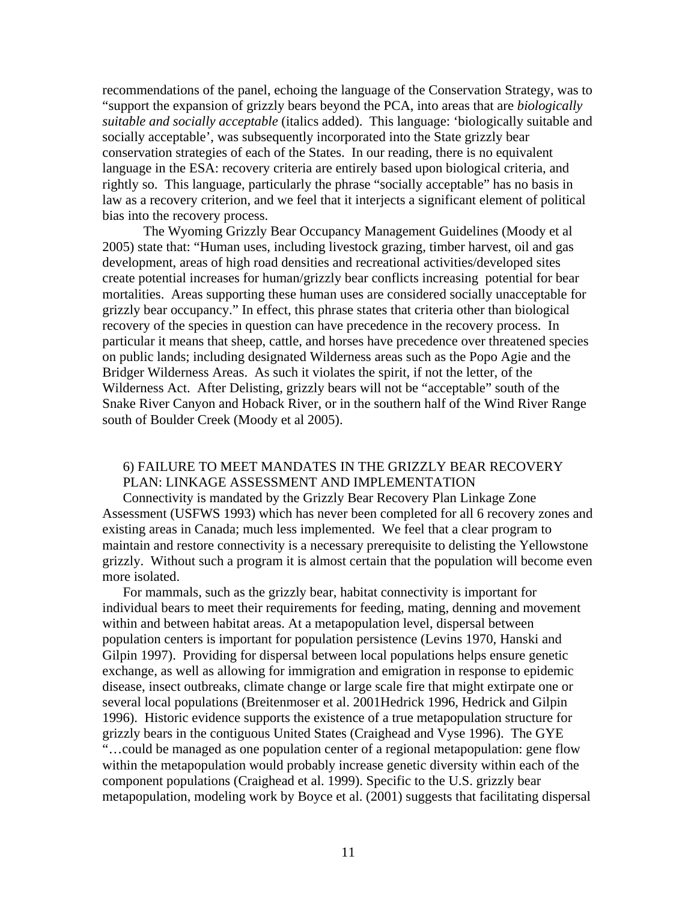recommendations of the panel, echoing the language of the Conservation Strategy, was to "support the expansion of grizzly bears beyond the PCA, into areas that are *biologically suitable and socially acceptable* (italics added). This language: 'biologically suitable and socially acceptable', was subsequently incorporated into the State grizzly bear conservation strategies of each of the States. In our reading, there is no equivalent language in the ESA: recovery criteria are entirely based upon biological criteria, and rightly so. This language, particularly the phrase "socially acceptable" has no basis in law as a recovery criterion, and we feel that it interjects a significant element of political bias into the recovery process.

The Wyoming Grizzly Bear Occupancy Management Guidelines (Moody et al 2005) state that: "Human uses, including livestock grazing, timber harvest, oil and gas development, areas of high road densities and recreational activities/developed sites create potential increases for human/grizzly bear conflicts increasing potential for bear mortalities. Areas supporting these human uses are considered socially unacceptable for grizzly bear occupancy." In effect, this phrase states that criteria other than biological recovery of the species in question can have precedence in the recovery process. In particular it means that sheep, cattle, and horses have precedence over threatened species on public lands; including designated Wilderness areas such as the Popo Agie and the Bridger Wilderness Areas. As such it violates the spirit, if not the letter, of the Wilderness Act. After Delisting, grizzly bears will not be "acceptable" south of the Snake River Canyon and Hoback River, or in the southern half of the Wind River Range south of Boulder Creek (Moody et al 2005).

## 6) FAILURE TO MEET MANDATES IN THE GRIZZLY BEAR RECOVERY PLAN: LINKAGE ASSESSMENT AND IMPLEMENTATION

Connectivity is mandated by the Grizzly Bear Recovery Plan Linkage Zone Assessment (USFWS 1993) which has never been completed for all 6 recovery zones and existing areas in Canada; much less implemented. We feel that a clear program to maintain and restore connectivity is a necessary prerequisite to delisting the Yellowstone grizzly. Without such a program it is almost certain that the population will become even more isolated.

For mammals, such as the grizzly bear, habitat connectivity is important for individual bears to meet their requirements for feeding, mating, denning and movement within and between habitat areas. At a metapopulation level, dispersal between population centers is important for population persistence (Levins 1970, Hanski and Gilpin 1997). Providing for dispersal between local populations helps ensure genetic exchange, as well as allowing for immigration and emigration in response to epidemic disease, insect outbreaks, climate change or large scale fire that might extirpate one or several local populations (Breitenmoser et al. 2001Hedrick 1996, Hedrick and Gilpin 1996). Historic evidence supports the existence of a true metapopulation structure for grizzly bears in the contiguous United States (Craighead and Vyse 1996). The GYE "…could be managed as one population center of a regional metapopulation: gene flow within the metapopulation would probably increase genetic diversity within each of the component populations (Craighead et al. 1999). Specific to the U.S. grizzly bear metapopulation, modeling work by Boyce et al. (2001) suggests that facilitating dispersal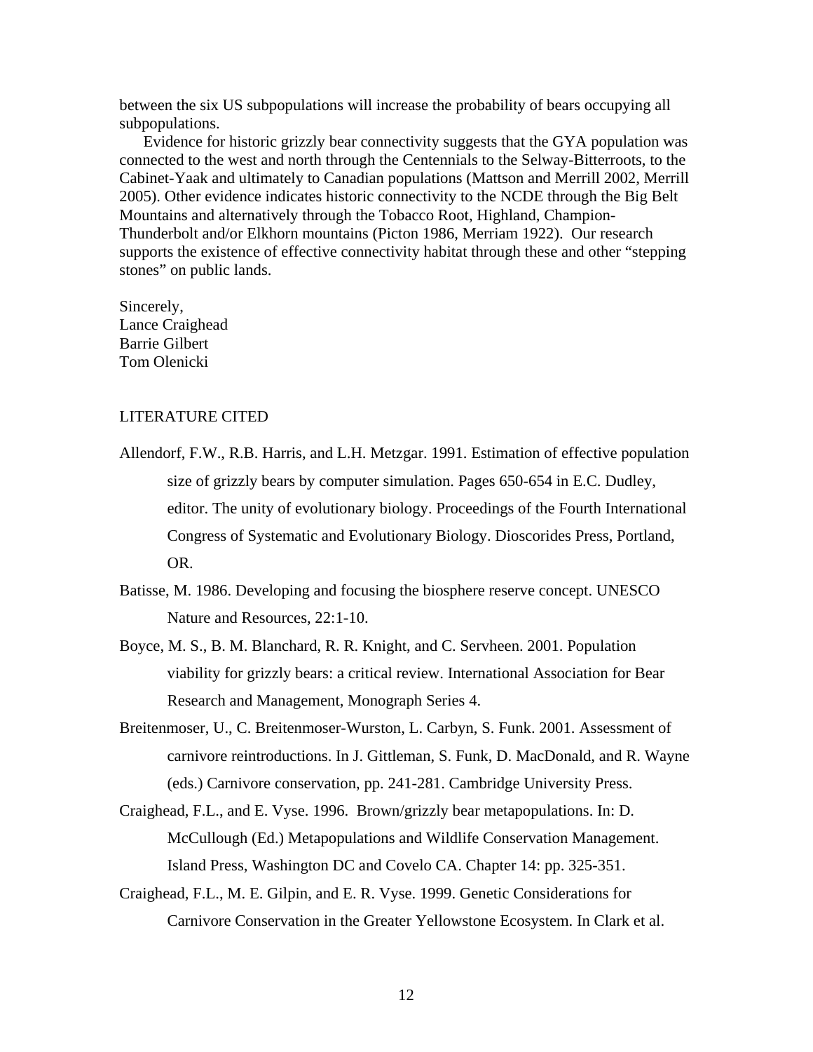between the six US subpopulations will increase the probability of bears occupying all subpopulations.

Evidence for historic grizzly bear connectivity suggests that the GYA population was connected to the west and north through the Centennials to the Selway-Bitterroots, to the Cabinet-Yaak and ultimately to Canadian populations (Mattson and Merrill 2002, Merrill 2005). Other evidence indicates historic connectivity to the NCDE through the Big Belt Mountains and alternatively through the Tobacco Root, Highland, Champion-Thunderbolt and/or Elkhorn mountains (Picton 1986, Merriam 1922). Our research supports the existence of effective connectivity habitat through these and other "stepping stones" on public lands.

Sincerely,
Lance Craighead
Barrie Gilbert
Tom Olenicki

LITERATURE CITED

Allendorf, F.W., R.B. Harris, and L.H. Metzgar. 1991. Estimation of effective population size of grizzly bears by computer simulation. Pages 650-654 in E.C. Dudley, editor. The unity of evolutionary biology. Proceedings of the Fourth International Congress of Systematic and Evolutionary Biology. Dioscorides Press, Portland, OR.

Batisse, M. 1986. Developing and focusing the biosphere reserve concept. UNESCO Nature and Resources, 22:1-10.

Boyce, M. S., B. M. Blanchard, R. R. Knight, and C. Servheen. 2001. Population viability for grizzly bears: a critical review. International Association for Bear Research and Management, Monograph Series 4.

Breitenmoser, U., C. Breitenmoser-Wurston, L. Carbyn, S. Funk. 2001. Assessment of carnivore reintroductions. In J. Gittleman, S. Funk, D. MacDonald, and R. Wayne (eds.) Carnivore conservation, pp. 241-281. Cambridge University Press.

Craighead, F.L., and E. Vyse. 1996. Brown/grizzly bear metapopulations. In: D. McCullough (Ed.) Metapopulations and Wildlife Conservation Management. Island Press, Washington DC and Covelo CA. Chapter 14: pp. 325-351.

Craighead, F.L., M. E. Gilpin, and E. R. Vyse. 1999. Genetic Considerations for Carnivore Conservation in the Greater Yellowstone Ecosystem. In Clark et al.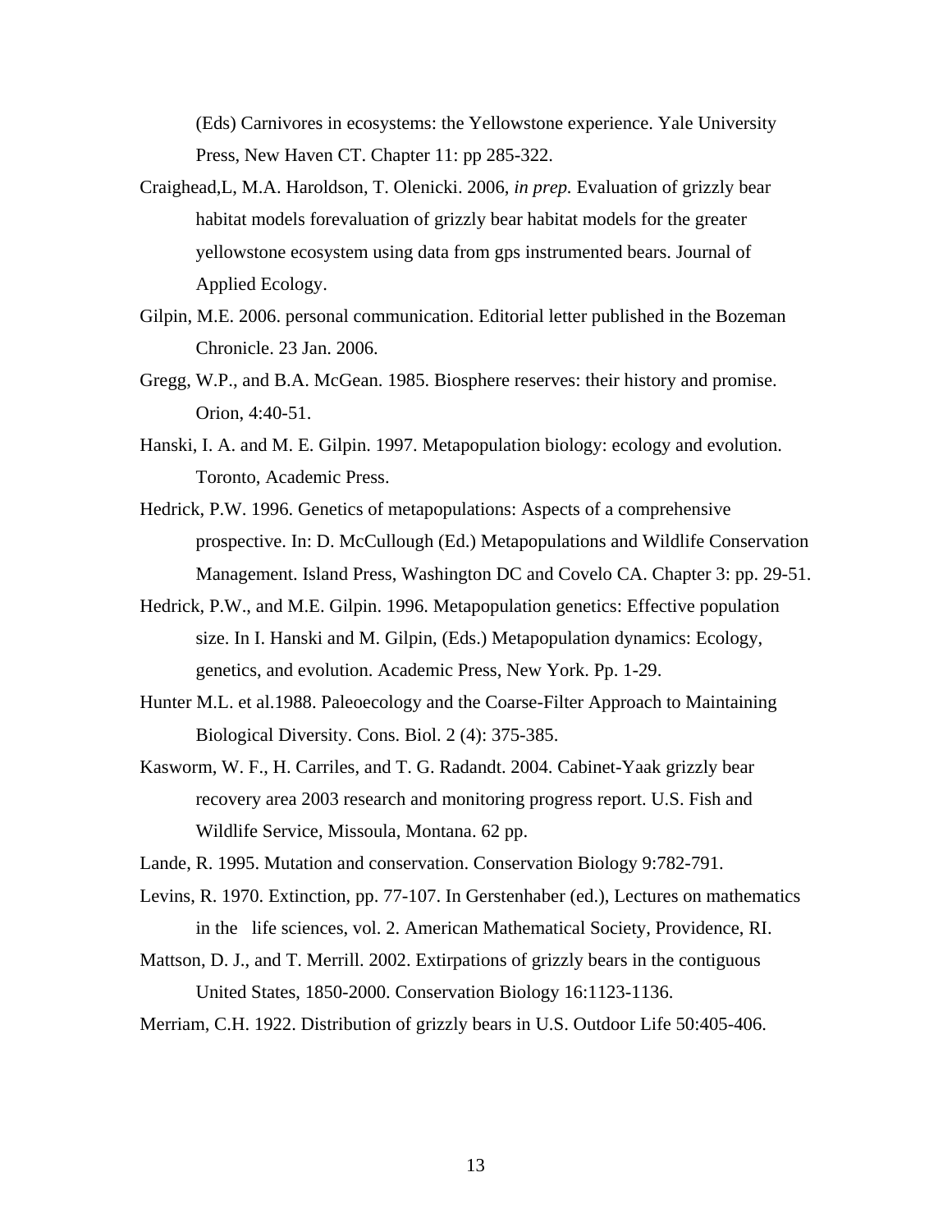(Eds) Carnivores in ecosystems: the Yellowstone experience. Yale University Press, New Haven CT. Chapter 11: pp 285-322.

Craighead,L, M.A. Haroldson, T. Olenicki. 2006, *in prep.* Evaluation of grizzly bear habitat models forevaluation of grizzly bear habitat models for the greater yellowstone ecosystem using data from gps instrumented bears. Journal of Applied Ecology.

Gilpin, M.E. 2006. personal communication. Editorial letter published in the Bozeman Chronicle. 23 Jan. 2006.

Gregg, W.P., and B.A. McGean. 1985. Biosphere reserves: their history and promise. Orion, 4:40-51.

Hanski, I. A. and M. E. Gilpin. 1997. Metapopulation biology: ecology and evolution. Toronto, Academic Press.

Hedrick, P.W. 1996. Genetics of metapopulations: Aspects of a comprehensive prospective. In: D. McCullough (Ed.) Metapopulations and Wildlife Conservation Management. Island Press, Washington DC and Covelo CA. Chapter 3: pp. 29-51.

Hedrick, P.W., and M.E. Gilpin. 1996. Metapopulation genetics: Effective population size. In I. Hanski and M. Gilpin, (Eds.) Metapopulation dynamics: Ecology, genetics, and evolution. Academic Press, New York. Pp. 1-29.

Hunter M.L. et al.1988. Paleoecology and the Coarse-Filter Approach to Maintaining Biological Diversity. Cons. Biol. 2 (4): 375-385.

Kasworm, W. F., H. Carriles, and T. G. Radandt. 2004. Cabinet-Yaak grizzly bear recovery area 2003 research and monitoring progress report. U.S. Fish and Wildlife Service, Missoula, Montana. 62 pp.

Lande, R. 1995. Mutation and conservation. Conservation Biology 9:782-791.

Levins, R. 1970. Extinction, pp. 77-107. In Gerstenhaber (ed.), Lectures on mathematics in the life sciences, vol. 2. American Mathematical Society, Providence, RI.

Mattson, D. J., and T. Merrill. 2002. Extirpations of grizzly bears in the contiguous United States, 1850-2000. Conservation Biology 16:1123-1136.

Merriam, C.H. 1922. Distribution of grizzly bears in U.S. Outdoor Life 50:405-406.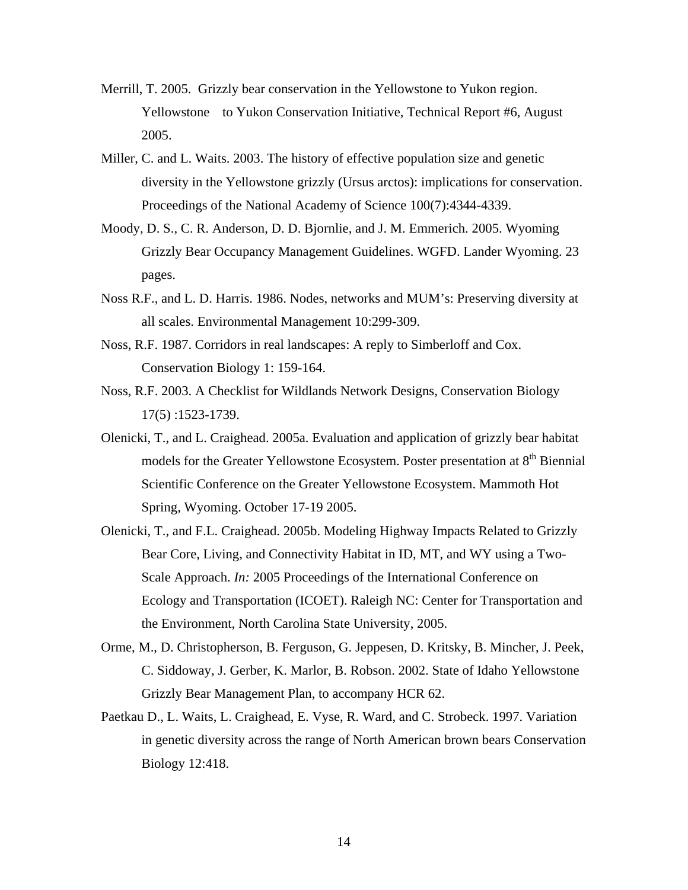Merrill, T. 2005. Grizzly bear conservation in the Yellowstone to Yukon region. Yellowstone to Yukon Conservation Initiative, Technical Report #6, August 2005.

Miller, C. and L. Waits. 2003. The history of effective population size and genetic diversity in the Yellowstone grizzly (Ursus arctos): implications for conservation. Proceedings of the National Academy of Science 100(7):4344-4339.

Moody, D. S., C. R. Anderson, D. D. Bjornlie, and J. M. Emmerich. 2005. Wyoming Grizzly Bear Occupancy Management Guidelines. WGFD. Lander Wyoming. 23 pages.

Noss R.F., and L. D. Harris. 1986. Nodes, networks and MUM's: Preserving diversity at all scales. Environmental Management 10:299-309.

Noss, R.F. 1987. Corridors in real landscapes: A reply to Simberloff and Cox. Conservation Biology 1: 159-164.

Noss, R.F. 2003. A Checklist for Wildlands Network Designs, Conservation Biology 17(5) :1523-1739.

Olenicki, T., and L. Craighead. 2005a. Evaluation and application of grizzly bear habitat models for the Greater Yellowstone Ecosystem. Poster presentation at 8th Biennial Scientific Conference on the Greater Yellowstone Ecosystem. Mammoth Hot Spring, Wyoming. October 17-19 2005.

Olenicki, T., and F.L. Craighead. 2005b. Modeling Highway Impacts Related to Grizzly Bear Core, Living, and Connectivity Habitat in ID, MT, and WY using a Two-Scale Approach. *In:* 2005 Proceedings of the International Conference on Ecology and Transportation (ICOET). Raleigh NC: Center for Transportation and the Environment, North Carolina State University, 2005.

Orme, M., D. Christopherson, B. Ferguson, G. Jeppesen, D. Kritsky, B. Mincher, J. Peek, C. Siddoway, J. Gerber, K. Marlor, B. Robson. 2002. State of Idaho Yellowstone Grizzly Bear Management Plan, to accompany HCR 62.

Paetkau D., L. Waits, L. Craighead, E. Vyse, R. Ward, and C. Strobeck. 1997. Variation in genetic diversity across the range of North American brown bears Conservation Biology 12:418.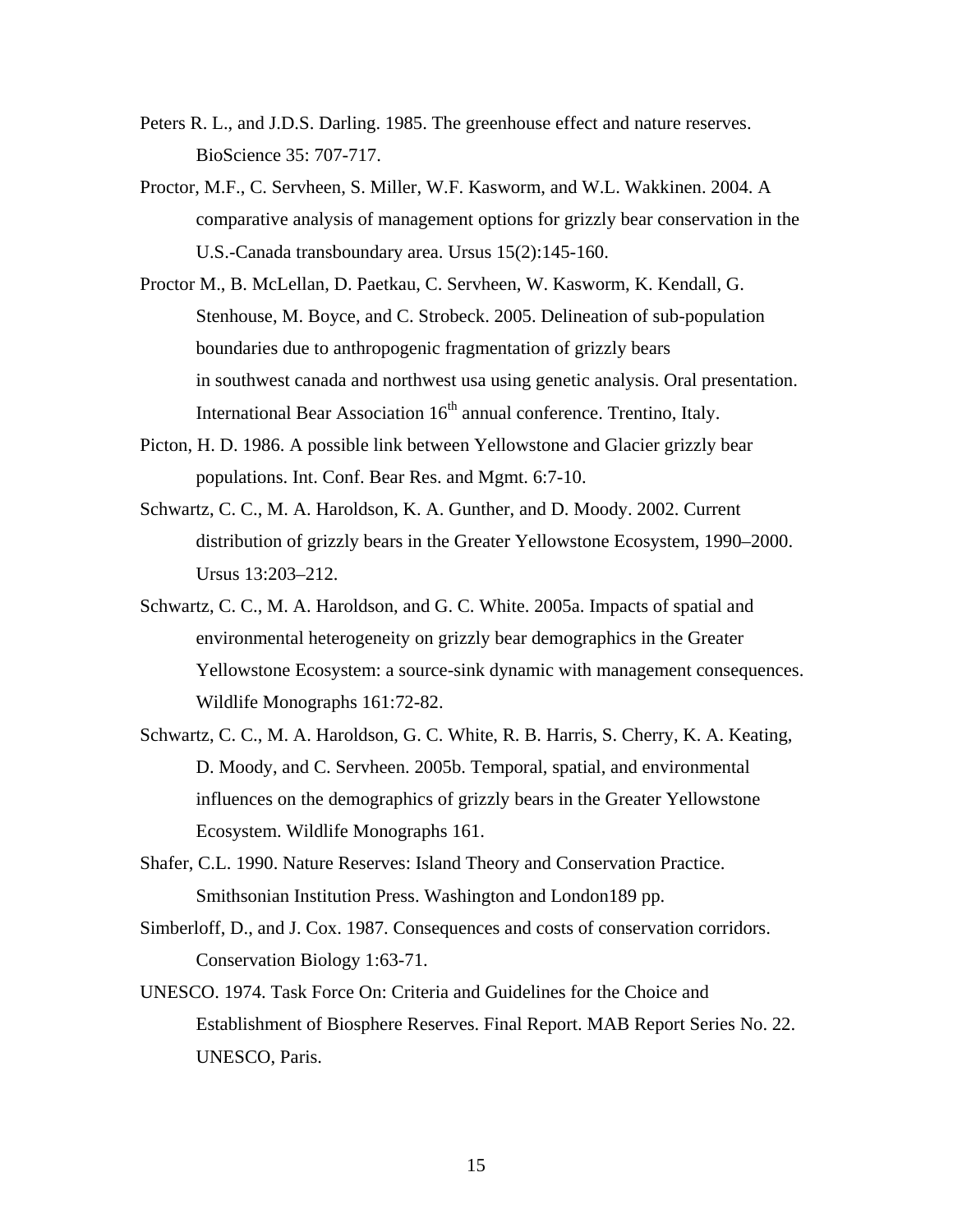Peters R. L., and J.D.S. Darling. 1985. The greenhouse effect and nature reserves. BioScience 35: 707-717.

Proctor, M.F., C. Servheen, S. Miller, W.F. Kasworm, and W.L. Wakkinen. 2004. A comparative analysis of management options for grizzly bear conservation in the U.S.-Canada transboundary area. Ursus 15(2):145-160.

Proctor M., B. McLellan, D. Paetkau, C. Servheen, W. Kasworm, K. Kendall, G. Stenhouse, M. Boyce, and C. Strobeck. 2005. Delineation of sub-population boundaries due to anthropogenic fragmentation of grizzly bears in southwest canada and northwest usa using genetic analysis. Oral presentation. International Bear Association 16th annual conference. Trentino, Italy.

Picton, H. D. 1986. A possible link between Yellowstone and Glacier grizzly bear populations. Int. Conf. Bear Res. and Mgmt. 6:7-10.

Schwartz, C. C., M. A. Haroldson, K. A. Gunther, and D. Moody. 2002. Current distribution of grizzly bears in the Greater Yellowstone Ecosystem, 1990–2000. Ursus 13:203–212.

Schwartz, C. C., M. A. Haroldson, and G. C. White. 2005a. Impacts of spatial and environmental heterogeneity on grizzly bear demographics in the Greater Yellowstone Ecosystem: a source-sink dynamic with management consequences. Wildlife Monographs 161:72-82.

Schwartz, C. C., M. A. Haroldson, G. C. White, R. B. Harris, S. Cherry, K. A. Keating, D. Moody, and C. Servheen. 2005b. Temporal, spatial, and environmental influences on the demographics of grizzly bears in the Greater Yellowstone Ecosystem. Wildlife Monographs 161.

Shafer, C.L. 1990. Nature Reserves: Island Theory and Conservation Practice. Smithsonian Institution Press. Washington and London189 pp.

Simberloff, D., and J. Cox. 1987. Consequences and costs of conservation corridors. Conservation Biology 1:63-71.

UNESCO. 1974. Task Force On: Criteria and Guidelines for the Choice and Establishment of Biosphere Reserves. Final Report. MAB Report Series No. 22. UNESCO, Paris.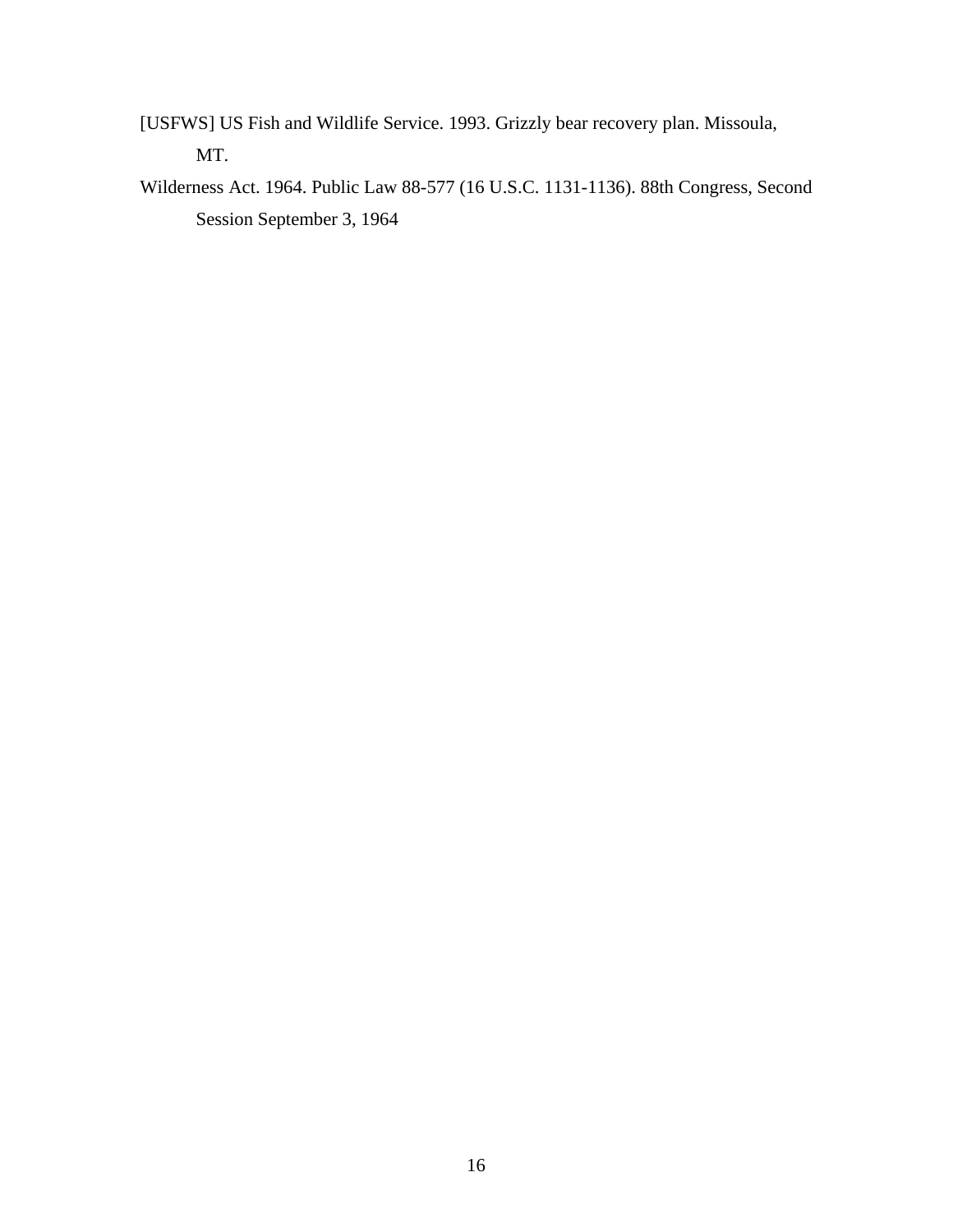[USFWS] US Fish and Wildlife Service. 1993. Grizzly bear recovery plan. Missoula, MT.

Wilderness Act. 1964. Public Law 88-577 (16 U.S.C. 1131-1136). 88th Congress, Second Session September 3, 1964